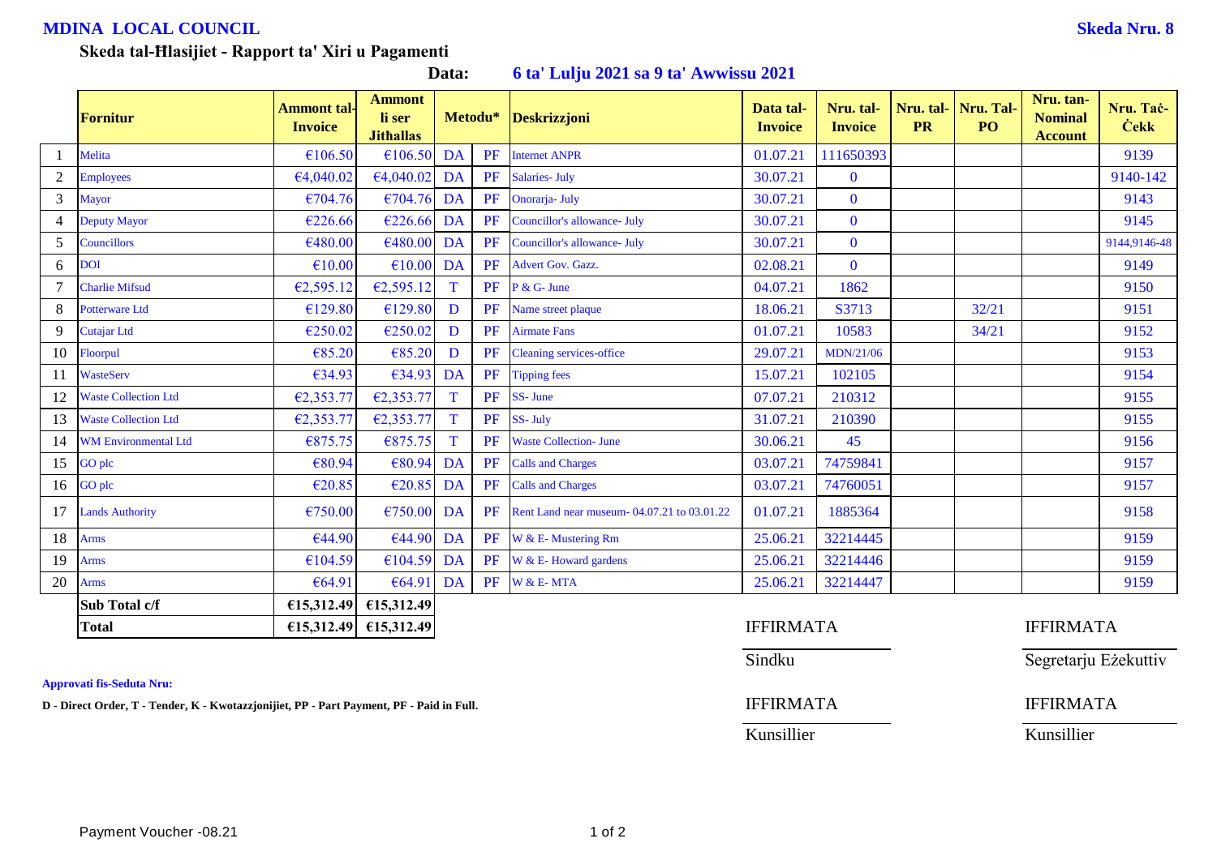**MDINA LOCAL COUNCIL** **Skeda Nru. 8**

**Skeda tal-Ħlasijiet - Rapport ta' Xiri u Pagamenti**

**Data:** **6 ta' Lulju 2021 sa 9 ta' Awwissu 2021**

| | Fornitur | Ammont tal-Invoice | Ammont li ser Jitħallas | Metodu* | | Deskrizzjoni | Data tal-Invoice | Nru. tal-Invoice | Nru. tal-PR | Nru. Tal-PO | Nru. tan-Nominal Account | Nru. Taċ-Ċekk |
|---|---|---|---|---|---|---|---|---|---|---|---|---|
| 1 | Melita | €106.50 | €106.50 | DA | PF | Internet ANPR | 01.07.21 | 111650393 | | | | 9139 |
| 2 | Employees | €4,040.02 | €4,040.02 | DA | PF | Salaries- July | 30.07.21 | 0 | | | | 9140-142 |
| 3 | Mayor | €704.76 | €704.76 | DA | PF | Onorarja- July | 30.07.21 | 0 | | | | 9143 |
| 4 | Deputy Mayor | €226.66 | €226.66 | DA | PF | Councillor's allowance- July | 30.07.21 | 0 | | | | 9145 |
| 5 | Councillors | €480.00 | €480.00 | DA | PF | Councillor's allowance- July | 30.07.21 | 0 | | | | 9144,9146-48 |
| 6 | DOI | €10.00 | €10.00 | DA | PF | Advert Gov. Gazz. | 02.08.21 | 0 | | | | 9149 |
| 7 | Charlie Mifsud | €2,595.12 | €2,595.12 | T | PF | P & G- June | 04.07.21 | 1862 | | | | 9150 |
| 8 | Potterware Ltd | €129.80 | €129.80 | D | PF | Name street plaque | 18.06.21 | S3713 | | 32/21 | | 9151 |
| 9 | Cutajar Ltd | €250.02 | €250.02 | D | PF | Airmate Fans | 01.07.21 | 10583 | | 34/21 | | 9152 |
| 10 | Floorpul | €85.20 | €85.20 | D | PF | Cleaning services-office | 29.07.21 | MDN/21/06 | | | | 9153 |
| 11 | WasteServ | €34.93 | €34.93 | DA | PF | Tipping fees | 15.07.21 | 102105 | | | | 9154 |
| 12 | Waste Collection Ltd | €2,353.77 | €2,353.77 | T | PF | SS- June | 07.07.21 | 210312 | | | | 9155 |
| 13 | Waste Collection Ltd | €2,353.77 | €2,353.77 | T | PF | SS- July | 31.07.21 | 210390 | | | | 9155 |
| 14 | WM Environmental Ltd | €875.75 | €875.75 | T | PF | Waste Collection- June | 30.06.21 | 45 | | | | 9156 |
| 15 | GO plc | €80.94 | €80.94 | DA | PF | Calls and Charges | 03.07.21 | 74759841 | | | | 9157 |
| 16 | GO plc | €20.85 | €20.85 | DA | PF | Calls and Charges | 03.07.21 | 74760051 | | | | 9157 |
| 17 | Lands Authority | €750.00 | €750.00 | DA | PF | Rent Land near museum- 04.07.21 to 03.01.22 | 01.07.21 | 1885364 | | | | 9158 |
| 18 | Arms | €44.90 | €44.90 | DA | PF | W & E- Mustering Rm | 25.06.21 | 32214445 | | | | 9159 |
| 19 | Arms | €104.59 | €104.59 | DA | PF | W & E- Howard gardens | 25.06.21 | 32214446 | | | | 9159 |
| 20 | Arms | €64.91 | €64.91 | DA | PF | W & E- MTA | 25.06.21 | 32214447 | | | | 9159 |
| | **Sub Total c/f** | **€15,312.49** | **€15,312.49** | | | | | | | | | |
| | **Total** | **€15,312.49** | **€15,312.49** | | | | | | | | | |

IFFIRMATA — Sindku

IFFIRMATA — Segretarju Eżekuttiv

IFFIRMATA — Kunsillier

IFFIRMATA — Kunsillier

**Approvati fis-Seduta Nru:**

**D - Direct Order, T - Tender, K - Kwotazzjonijiet, PP - Part Payment, PF - Paid in Full.**

Payment Voucher -08.21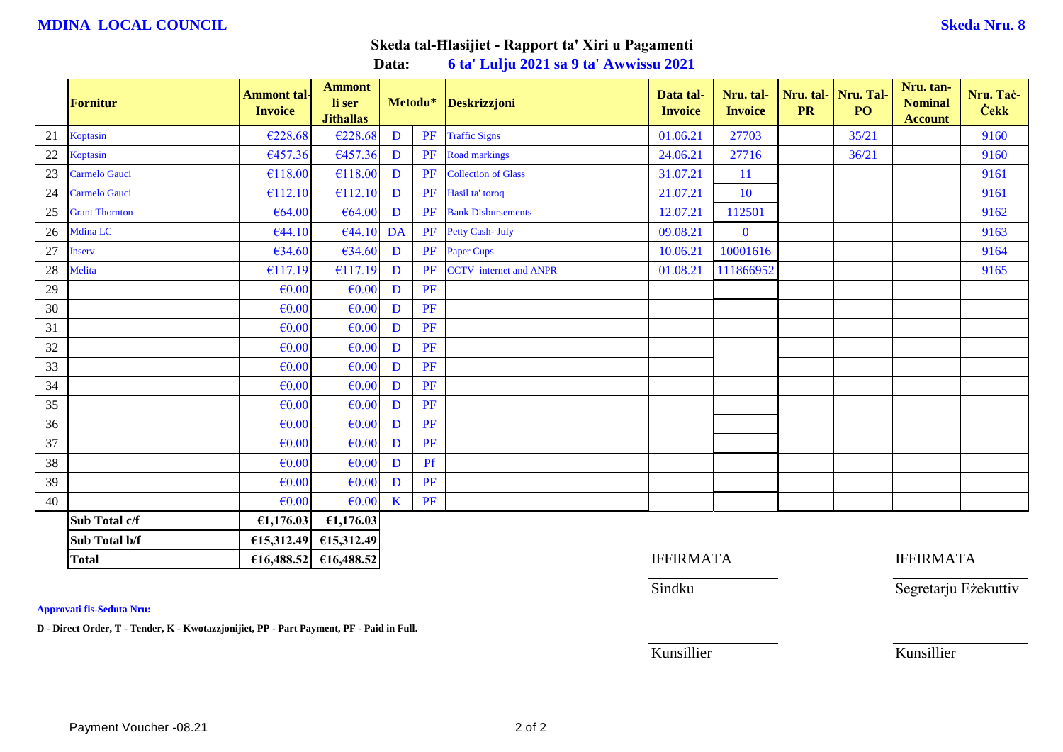**MDINA LOCAL COUNCIL** **Skeda Nru. 8**

## Skeda tal-Ħlasijiet - Rapport ta' Xiri u Pagamenti

**Data: 6 ta' Lulju 2021 sa 9 ta' Awwissu 2021**

| | Fornitur | Ammont tal-Invoice | Ammont li ser Jitħallas | Metodu* | | Deskrizzjoni | Data tal-Invoice | Nru. tal-Invoice | Nru. tal-PR | Nru. Tal-PO | Nru. tan-Nominal Account | Nru. Taċ-Ċekk |
|---|---|---|---|---|---|---|---|---|---|---|---|---|
| 21 | Koptasin | €228.68 | €228.68 | D | PF | Traffic Signs | 01.06.21 | 27703 | | 35/21 | | 9160 |
| 22 | Koptasin | €457.36 | €457.36 | D | PF | Road markings | 24.06.21 | 27716 | | 36/21 | | 9160 |
| 23 | Carmelo Gauci | €118.00 | €118.00 | D | PF | Collection of Glass | 31.07.21 | 11 | | | | 9161 |
| 24 | Carmelo Gauci | €112.10 | €112.10 | D | PF | Hasil ta' toroq | 21.07.21 | 10 | | | | 9161 |
| 25 | Grant Thornton | €64.00 | €64.00 | D | PF | Bank Disbursements | 12.07.21 | 112501 | | | | 9162 |
| 26 | Mdina LC | €44.10 | €44.10 | DA | PF | Petty Cash- July | 09.08.21 | 0 | | | | 9163 |
| 27 | Inserv | €34.60 | €34.60 | D | PF | Paper Cups | 10.06.21 | 10001616 | | | | 9164 |
| 28 | Melita | €117.19 | €117.19 | D | PF | CCTV internet and ANPR | 01.08.21 | 111866952 | | | | 9165 |
| 29 | | €0.00 | €0.00 | D | PF | | | | | | | |
| 30 | | €0.00 | €0.00 | D | PF | | | | | | | |
| 31 | | €0.00 | €0.00 | D | PF | | | | | | | |
| 32 | | €0.00 | €0.00 | D | PF | | | | | | | |
| 33 | | €0.00 | €0.00 | D | PF | | | | | | | |
| 34 | | €0.00 | €0.00 | D | PF | | | | | | | |
| 35 | | €0.00 | €0.00 | D | PF | | | | | | | |
| 36 | | €0.00 | €0.00 | D | PF | | | | | | | |
| 37 | | €0.00 | €0.00 | D | PF | | | | | | | |
| 38 | | €0.00 | €0.00 | D | Pf | | | | | | | |
| 39 | | €0.00 | €0.00 | D | PF | | | | | | | |
| 40 | | €0.00 | €0.00 | K | PF | | | | | | | |
| | **Sub Total c/f** | **€1,176.03** | **€1,176.03** | | | | | | | | | |
| | **Sub Total b/f** | **€15,312.49** | **€15,312.49** | | | | | | | | | |
| | **Total** | **€16,488.52** | **€16,488.52** | | | | | | | | | |

IFFIRMATA

Sindku

Kunsillier

IFFIRMATA

Segretarju Eżekuttiv

Kunsillier

**Approvati fis-Seduta Nru:**

**D - Direct Order, T - Tender, K - Kwotazzjonijiet, PP - Part Payment, PF - Paid in Full.**

Payment Voucher -08.21